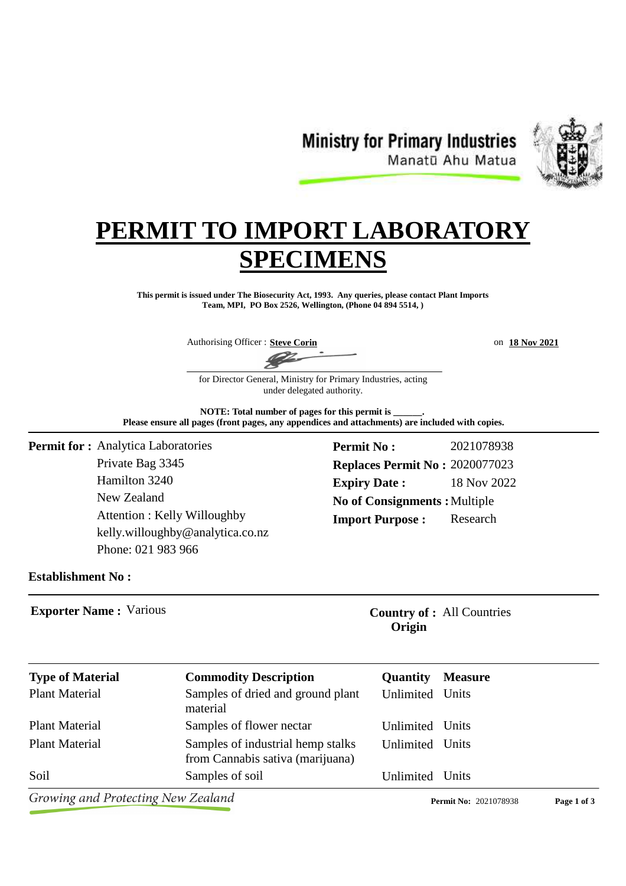Ministry for Primary Industries
Manatū Ahu Matua

# PERMIT TO IMPORT LABORATORY SPECIMENS

**This permit is issued under The Biosecurity Act, 1993. Any queries, please contact Plant Imports Team, MPI, PO Box 2526, Wellington, (Phone 04 894 5514, )**

Authorising Officer : **Steve Corin** on **18 Nov 2021**

for Director General, Ministry for Primary Industries, acting under delegated authority.

**NOTE: Total number of pages for this permit is ______.**
**Please ensure all pages (front pages, any appendices and attachments) are included with copies.**

**Permit for :** Analytica Laboratories
Private Bag 3345
Hamilton 3240
New Zealand
Attention : Kelly Willoughby
kelly.willoughby@analytica.co.nz
Phone: 021 983 966

**Permit No :** 2021078938
**Replaces Permit No :** 2020077023
**Expiry Date :** 18 Nov 2022
**No of Consignments :** Multiple
**Import Purpose :** Research

**Establishment No :**

**Exporter Name :** Various

**Country of Origin :** All Countries

| Type of Material | Commodity Description | Quantity | Measure |
|---|---|---|---|
| Plant Material | Samples of dried and ground plant material | Unlimited | Units |
| Plant Material | Samples of flower nectar | Unlimited | Units |
| Plant Material | Samples of industrial hemp stalks from Cannabis sativa (marijuana) | Unlimited | Units |
| Soil | Samples of soil | Unlimited | Units |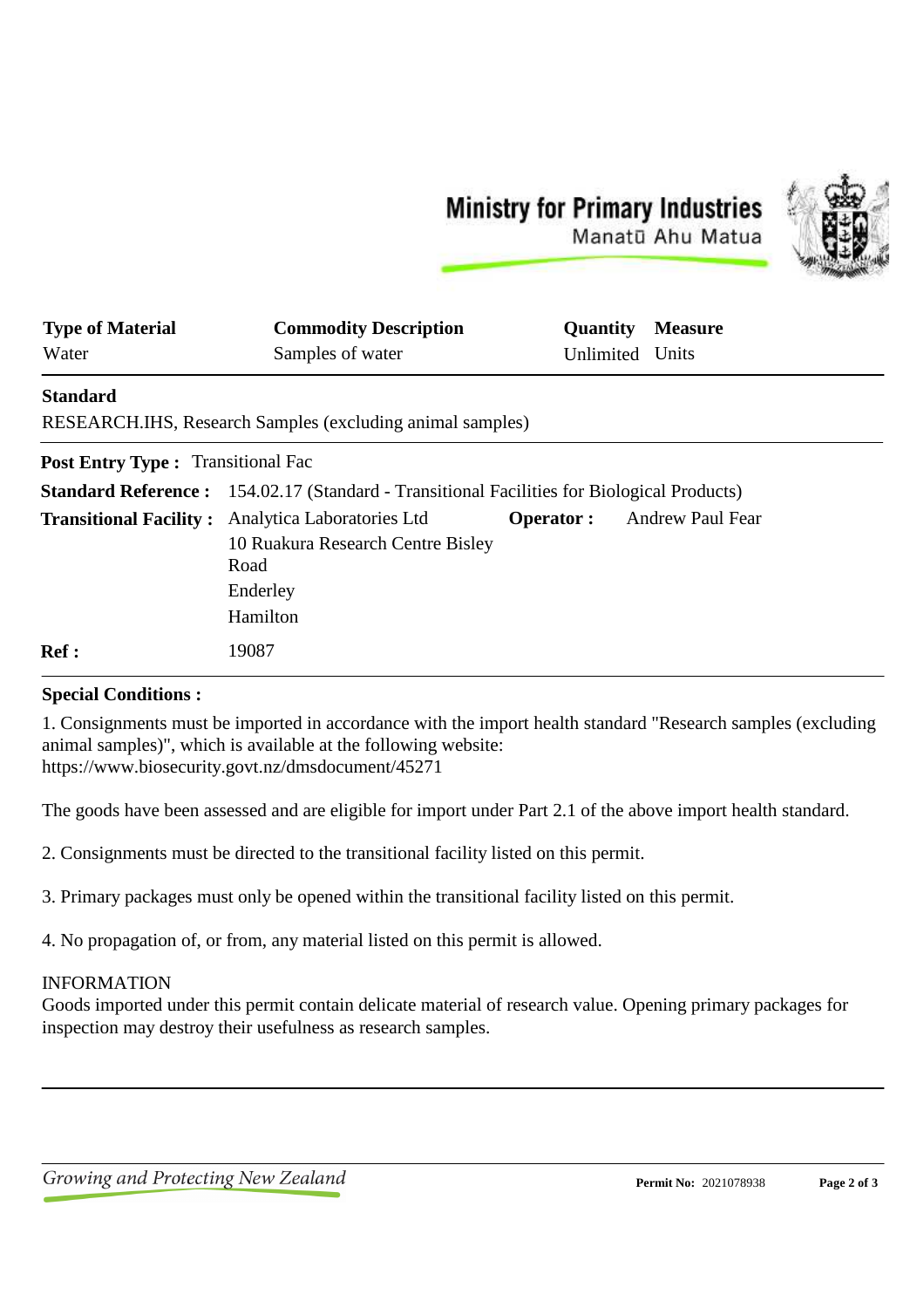| Type of Material | Commodity Description | Quantity | Measure |
|---|---|---|---|
| Water | Samples of water | Unlimited | Units |

**Standard**

RESEARCH.IHS, Research Samples (excluding animal samples)

**Post Entry Type :** Transitional Fac

**Standard Reference :** 154.02.17 (Standard - Transitional Facilities for Biological Products)

**Transitional Facility :** Analytica Laboratories Ltd
10 Ruakura Research Centre Bisley Road
Enderley
Hamilton

**Operator :** Andrew Paul Fear

**Ref :** 19087

**Special Conditions :**

1. Consignments must be imported in accordance with the import health standard "Research samples (excluding animal samples)", which is available at the following website:
https://www.biosecurity.govt.nz/dmsdocument/45271

The goods have been assessed and are eligible for import under Part 2.1 of the above import health standard.

2. Consignments must be directed to the transitional facility listed on this permit.

3. Primary packages must only be opened within the transitional facility listed on this permit.

4. No propagation of, or from, any material listed on this permit is allowed.

INFORMATION
Goods imported under this permit contain delicate material of research value. Opening primary packages for inspection may destroy their usefulness as research samples.

**Permit No:** 2021078938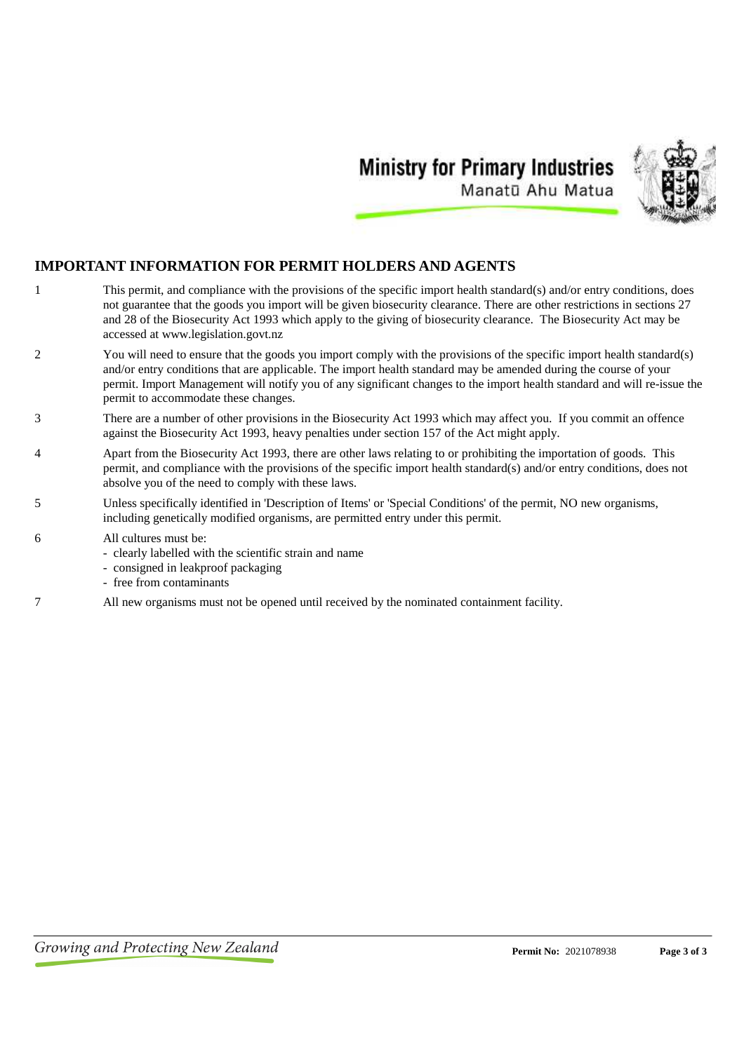## IMPORTANT INFORMATION FOR PERMIT HOLDERS AND AGENTS

1. This permit, and compliance with the provisions of the specific import health standard(s) and/or entry conditions, does not guarantee that the goods you import will be given biosecurity clearance. There are other restrictions in sections 27 and 28 of the Biosecurity Act 1993 which apply to the giving of biosecurity clearance. The Biosecurity Act may be accessed at www.legislation.govt.nz

2. You will need to ensure that the goods you import comply with the provisions of the specific import health standard(s) and/or entry conditions that are applicable. The import health standard may be amended during the course of your permit. Import Management will notify you of any significant changes to the import health standard and will re-issue the permit to accommodate these changes.

3. There are a number of other provisions in the Biosecurity Act 1993 which may affect you. If you commit an offence against the Biosecurity Act 1993, heavy penalties under section 157 of the Act might apply.

4. Apart from the Biosecurity Act 1993, there are other laws relating to or prohibiting the importation of goods. This permit, and compliance with the provisions of the specific import health standard(s) and/or entry conditions, does not absolve you of the need to comply with these laws.

5. Unless specifically identified in 'Description of Items' or 'Special Conditions' of the permit, NO new organisms, including genetically modified organisms, are permitted entry under this permit.

6. All cultures must be:
   - clearly labelled with the scientific strain and name
   - consigned in leakproof packaging
   - free from contaminants

7. All new organisms must not be opened until received by the nominated containment facility.